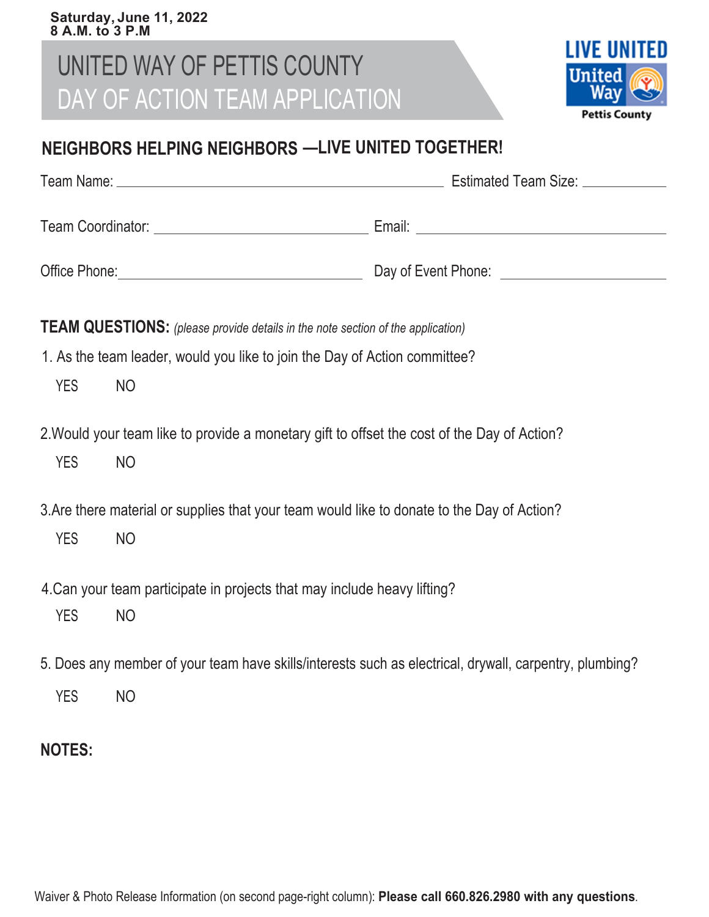**Saturday, June 11, 2022**
**8 A.M. to 3 P.M**

# UNITED WAY OF PETTIS COUNTY
# DAY OF ACTION TEAM APPLICATION

LIVE UNITED
United Way
Pettis County

## NEIGHBORS HELPING NEIGHBORS —LIVE UNITED TOGETHER!

Team Name: ____________________________________________ Estimated Team Size: ___________

Team Coordinator: ____________________________ Email: __________________________________

Office Phone: _________________________________ Day of Event Phone: _______________________

**TEAM QUESTIONS:** *(please provide details in the note section of the application)*

1. As the team leader, would you like to join the Day of Action committee?

   YES NO

2. Would your team like to provide a monetary gift to offset the cost of the Day of Action?

   YES NO

3. Are there material or supplies that your team would like to donate to the Day of Action?

   YES NO

4. Can your team participate in projects that may include heavy lifting?

   YES NO

5. Does any member of your team have skills/interests such as electrical, drywall, carpentry, plumbing?

   YES NO

**NOTES:**

Waiver & Photo Release Information (on second page-right column): **Please call 660.826.2980 with any questions**.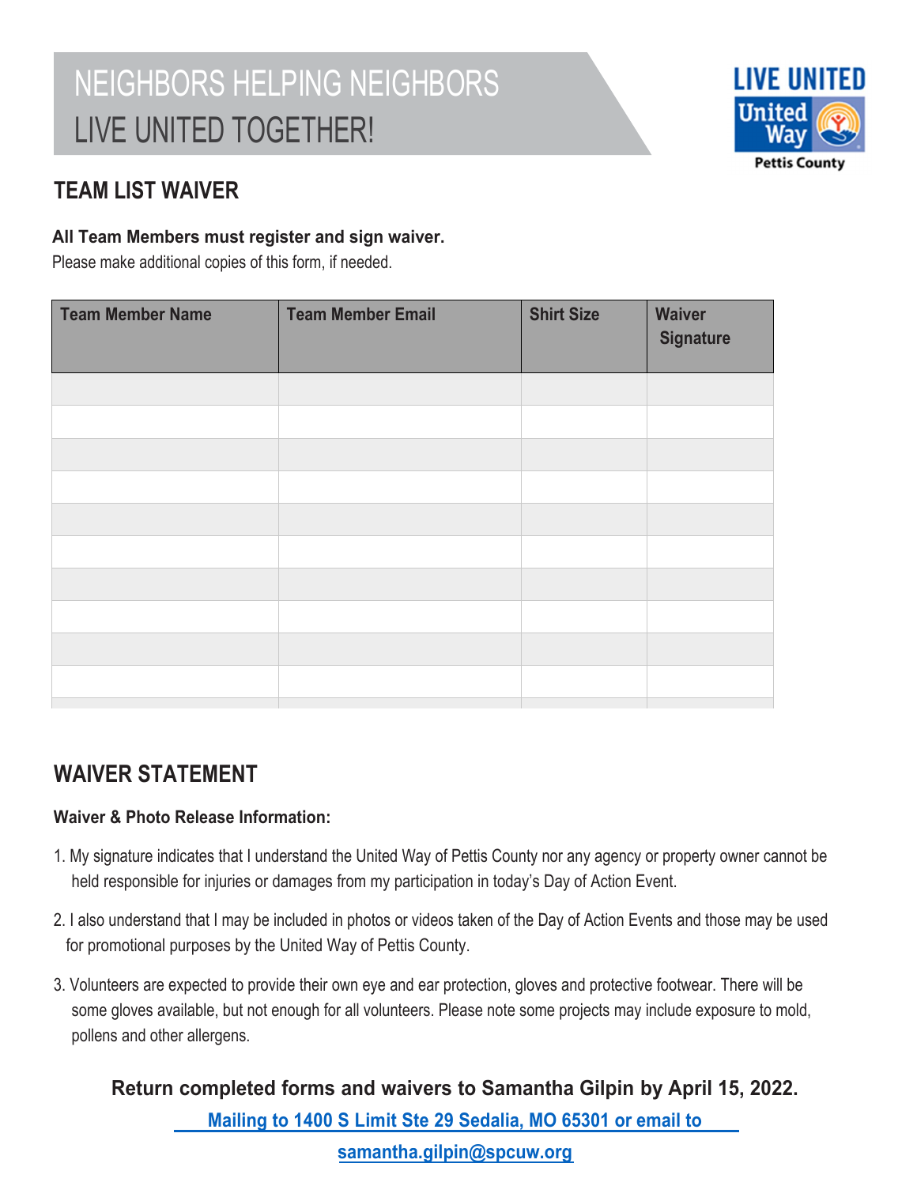# NEIGHBORS HELPING NEIGHBORS
# LIVE UNITED TOGETHER!

LIVE UNITED
United Way
Pettis County

## TEAM LIST WAIVER

**All Team Members must register and sign waiver.**

Please make additional copies of this form, if needed.

| Team Member Name | Team Member Email | Shirt Size | Waiver Signature |
|---|---|---|---|
| | | | |
| | | | |
| | | | |
| | | | |
| | | | |
| | | | |
| | | | |
| | | | |
| | | | |
| | | | |

## WAIVER STATEMENT

**Waiver & Photo Release Information:**

1. My signature indicates that I understand the United Way of Pettis County nor any agency or property owner cannot be held responsible for injuries or damages from my participation in today's Day of Action Event.

2. I also understand that I may be included in photos or videos taken of the Day of Action Events and those may be used for promotional purposes by the United Way of Pettis County.

3. Volunteers are expected to provide their own eye and ear protection, gloves and protective footwear. There will be some gloves available, but not enough for all volunteers. Please note some projects may include exposure to mold, pollens and other allergens.

**Return completed forms and waivers to Samantha Gilpin by April 15, 2022.**

**Mailing to 1400 S Limit Ste 29 Sedalia, MO 65301 or email to samantha.gilpin@spcuw.org**